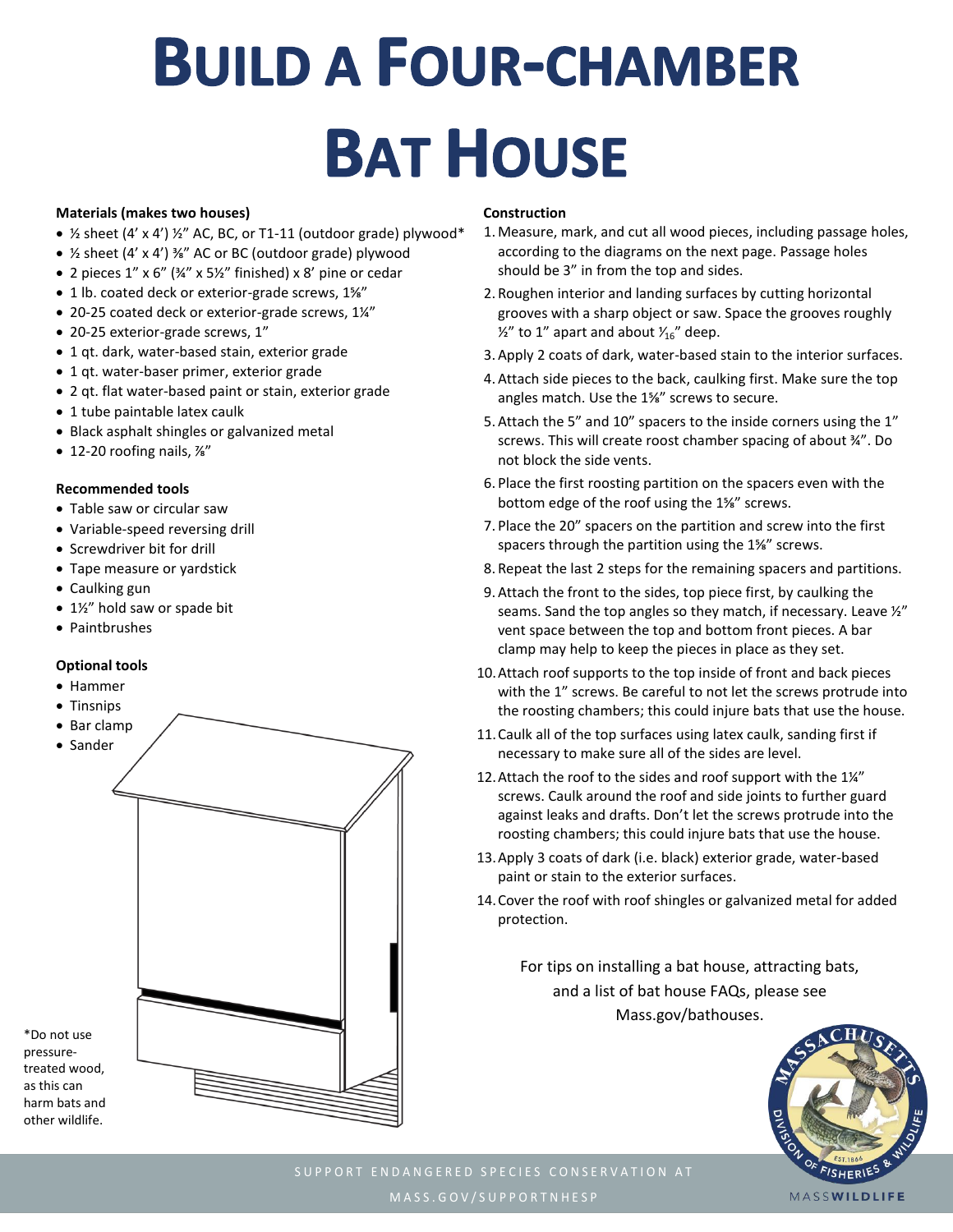# Build a Four-chamber Bat House

### Materials (makes two houses)

- ½ sheet (4' x 4') ½" AC, BC, or T1-11 (outdoor grade) plywood*
- ½ sheet (4' x 4') ⅜" AC or BC (outdoor grade) plywood
- 2 pieces 1" x 6" (¾" x 5½" finished) x 8' pine or cedar
- 1 lb. coated deck or exterior-grade screws, 1⅝"
- 20-25 coated deck or exterior-grade screws, 1¼"
- 20-25 exterior-grade screws, 1"
- 1 qt. dark, water-based stain, exterior grade
- 1 qt. water-baser primer, exterior grade
- 2 qt. flat water-based paint or stain, exterior grade
- 1 tube paintable latex caulk
- Black asphalt shingles or galvanized metal
- 12-20 roofing nails, ⅞"

### Recommended tools

- Table saw or circular saw
- Variable-speed reversing drill
- Screwdriver bit for drill
- Tape measure or yardstick
- Caulking gun
- 1½" hold saw or spade bit
- Paintbrushes

### Optional tools

- Hammer
- Tinsnips
- Bar clamp
- Sander

*Do not use pressure-treated wood, as this can harm bats and other wildlife.

### Construction

1. Measure, mark, and cut all wood pieces, including passage holes, according to the diagrams on the next page. Passage holes should be 3" in from the top and sides.
2. Roughen interior and landing surfaces by cutting horizontal grooves with a sharp object or saw. Space the grooves roughly ½" to 1" apart and about $\frac{1}{16}$" deep.
3. Apply 2 coats of dark, water-based stain to the interior surfaces.
4. Attach side pieces to the back, caulking first. Make sure the top angles match. Use the 1⅝" screws to secure.
5. Attach the 5" and 10" spacers to the inside corners using the 1" screws. This will create roost chamber spacing of about ¾". Do not block the side vents.
6. Place the first roosting partition on the spacers even with the bottom edge of the roof using the 1⅝" screws.
7. Place the 20" spacers on the partition and screw into the first spacers through the partition using the 1⅝" screws.
8. Repeat the last 2 steps for the remaining spacers and partitions.
9. Attach the front to the sides, top piece first, by caulking the seams. Sand the top angles so they match, if necessary. Leave ½" vent space between the top and bottom front pieces. A bar clamp may help to keep the pieces in place as they set.
10. Attach roof supports to the top inside of front and back pieces with the 1" screws. Be careful to not let the screws protrude into the roosting chambers; this could injure bats that use the house.
11. Caulk all of the top surfaces using latex caulk, sanding first if necessary to make sure all of the sides are level.
12. Attach the roof to the sides and roof support with the 1¼" screws. Caulk around the roof and side joints to further guard against leaks and drafts. Don't let the screws protrude into the roosting chambers; this could injure bats that use the house.
13. Apply 3 coats of dark (i.e. black) exterior grade, water-based paint or stain to the exterior surfaces.
14. Cover the roof with roof shingles or galvanized metal for added protection.

For tips on installing a bat house, attracting bats, and a list of bat house FAQs, please see Mass.gov/bathouses.

SUPPORT ENDANGERED SPECIES CONSERVATION AT MASS.GOV/SUPPORTNHESP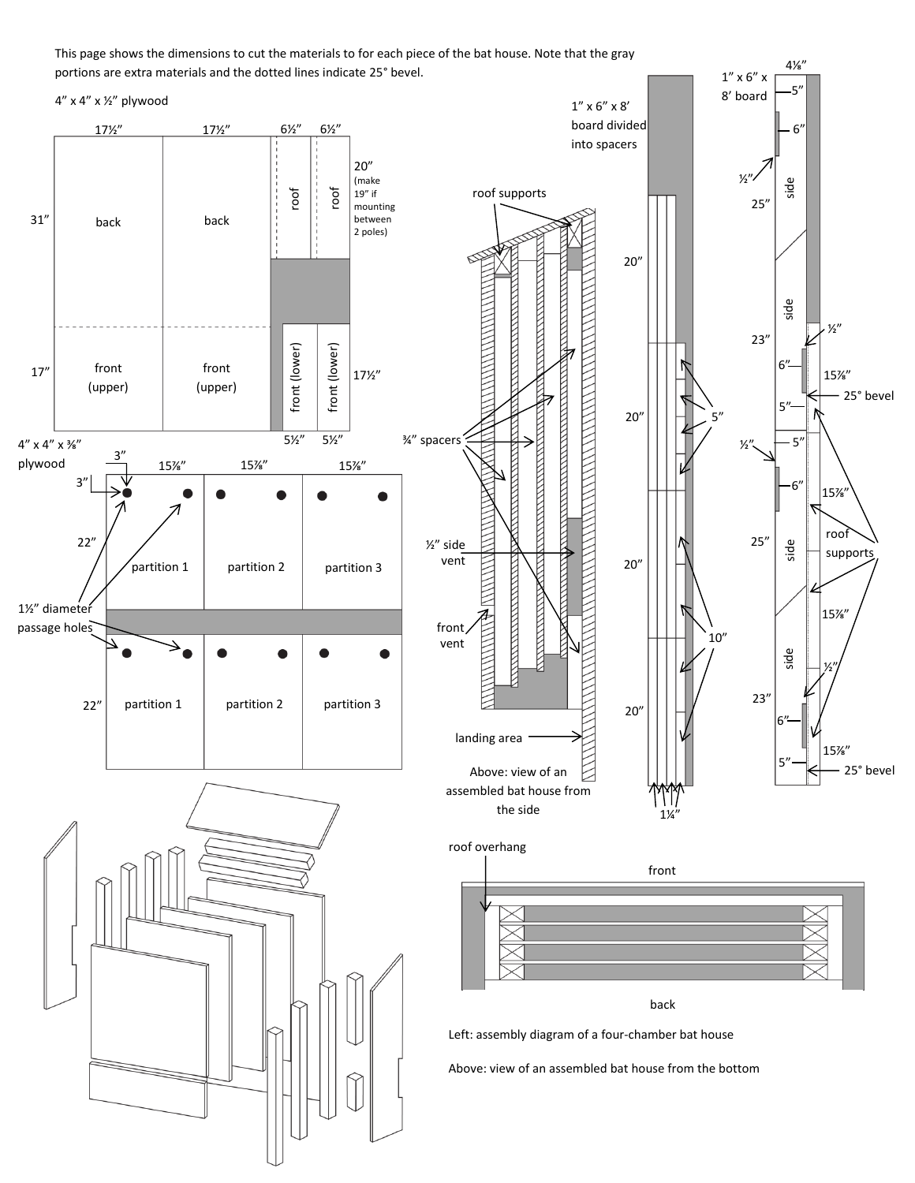This page shows the dimensions to cut the materials to for each piece of the bat house. Note that the gray portions are extra materials and the dotted lines indicate 25° bevel.

4″ x 4″ x ½″ plywood

17½″ 17½″ 6½″ 6½″

back back roof roof

31″ 20″ (make 19″ if mounting between 2 poles)

front (upper) front (upper) front (lower) front (lower)

17″ 17½″

5½″ 5½″

4″ x 4″ x ⅜″ plywood

3″ 15⅞″ 15⅞″ 15⅞″

3″

22″ partition 1 partition 2 partition 3

1½″ diameter passage holes

22″ partition 1 partition 2 partition 3

roof supports

¾″ spacers

½″ side vent

front vent

landing area

Above: view of an assembled bat house from the side

1″ x 6″ x 8′ board divided into spacers

20″ 20″ 20″ 20″

5″

10″

1¼″

1″ x 6″ x 8′ board

4⅛″

5″ 6″ ½″

25″ side

23″ side

½″ 6″ 15⅞″ 5″ 25° bevel

½″ 5″ 6″ 15⅞″

25″ side

roof supports

15⅞″

23″ side

½″ 6″ 15⅞″ 5″ 25° bevel

roof overhang

front

back

Left: assembly diagram of a four-chamber bat house

Above: view of an assembled bat house from the bottom